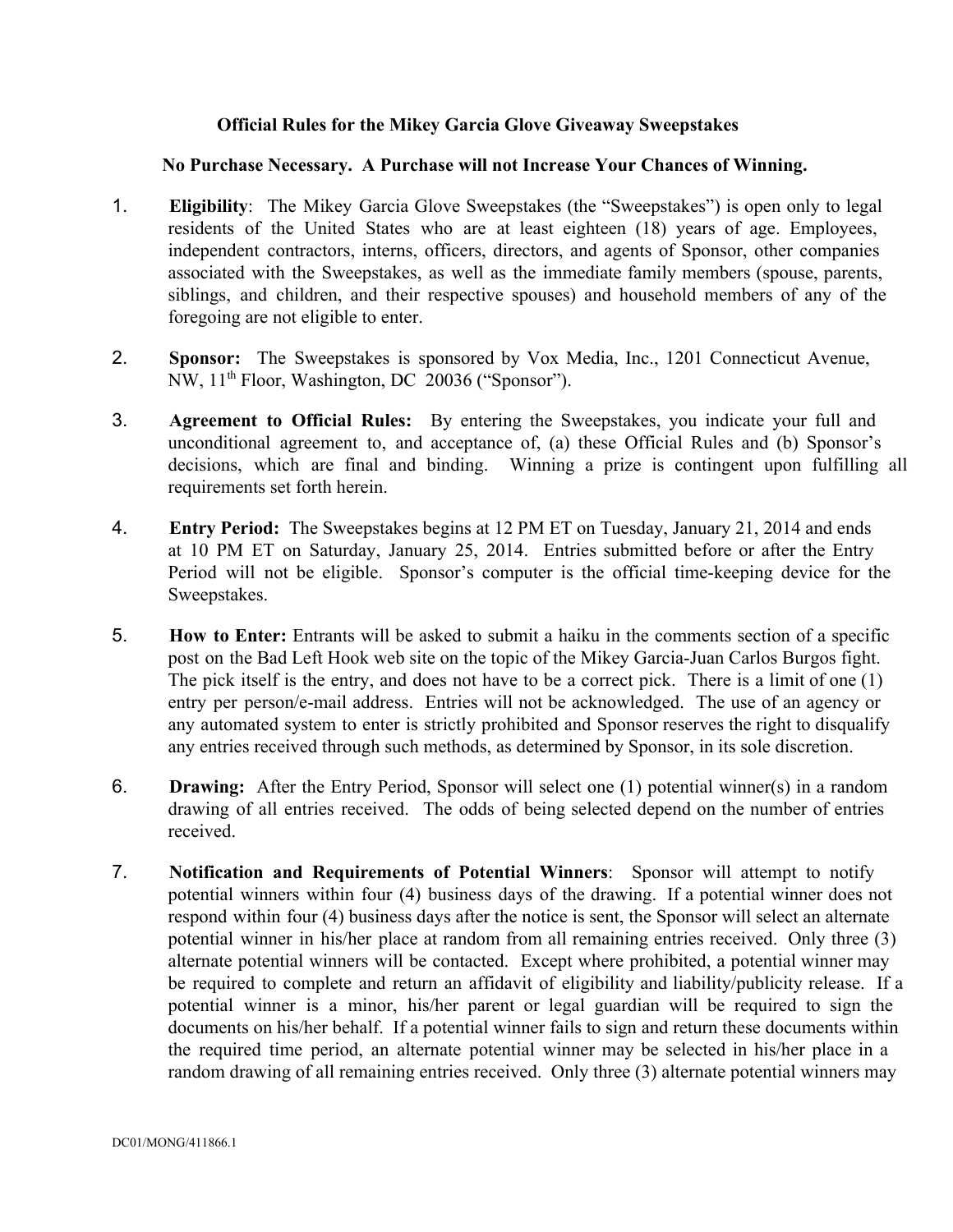# Official Rules for the Mikey Garcia Glove Giveaway Sweepstakes

**No Purchase Necessary. A Purchase will not Increase Your Chances of Winning.**

1. **Eligibility**: The Mikey Garcia Glove Sweepstakes (the "Sweepstakes") is open only to legal residents of the United States who are at least eighteen (18) years of age. Employees, independent contractors, interns, officers, directors, and agents of Sponsor, other companies associated with the Sweepstakes, as well as the immediate family members (spouse, parents, siblings, and children, and their respective spouses) and household members of any of the foregoing are not eligible to enter.

2. **Sponsor:** The Sweepstakes is sponsored by Vox Media, Inc., 1201 Connecticut Avenue, NW, 11th Floor, Washington, DC 20036 ("Sponsor").

3. **Agreement to Official Rules:** By entering the Sweepstakes, you indicate your full and unconditional agreement to, and acceptance of, (a) these Official Rules and (b) Sponsor's decisions, which are final and binding. Winning a prize is contingent upon fulfilling all requirements set forth herein.

4. **Entry Period:** The Sweepstakes begins at 12 PM ET on Tuesday, January 21, 2014 and ends at 10 PM ET on Saturday, January 25, 2014. Entries submitted before or after the Entry Period will not be eligible. Sponsor's computer is the official time-keeping device for the Sweepstakes.

5. **How to Enter:** Entrants will be asked to submit a haiku in the comments section of a specific post on the Bad Left Hook web site on the topic of the Mikey Garcia-Juan Carlos Burgos fight. The pick itself is the entry, and does not have to be a correct pick. There is a limit of one (1) entry per person/e-mail address. Entries will not be acknowledged. The use of an agency or any automated system to enter is strictly prohibited and Sponsor reserves the right to disqualify any entries received through such methods, as determined by Sponsor, in its sole discretion.

6. **Drawing:** After the Entry Period, Sponsor will select one (1) potential winner(s) in a random drawing of all entries received. The odds of being selected depend on the number of entries received.

7. **Notification and Requirements of Potential Winners**: Sponsor will attempt to notify potential winners within four (4) business days of the drawing. If a potential winner does not respond within four (4) business days after the notice is sent, the Sponsor will select an alternate potential winner in his/her place at random from all remaining entries received. Only three (3) alternate potential winners will be contacted. Except where prohibited, a potential winner may be required to complete and return an affidavit of eligibility and liability/publicity release. If a potential winner is a minor, his/her parent or legal guardian will be required to sign the documents on his/her behalf. If a potential winner fails to sign and return these documents within the required time period, an alternate potential winner may be selected in his/her place in a random drawing of all remaining entries received. Only three (3) alternate potential winners may

DC01/MONG/411866.1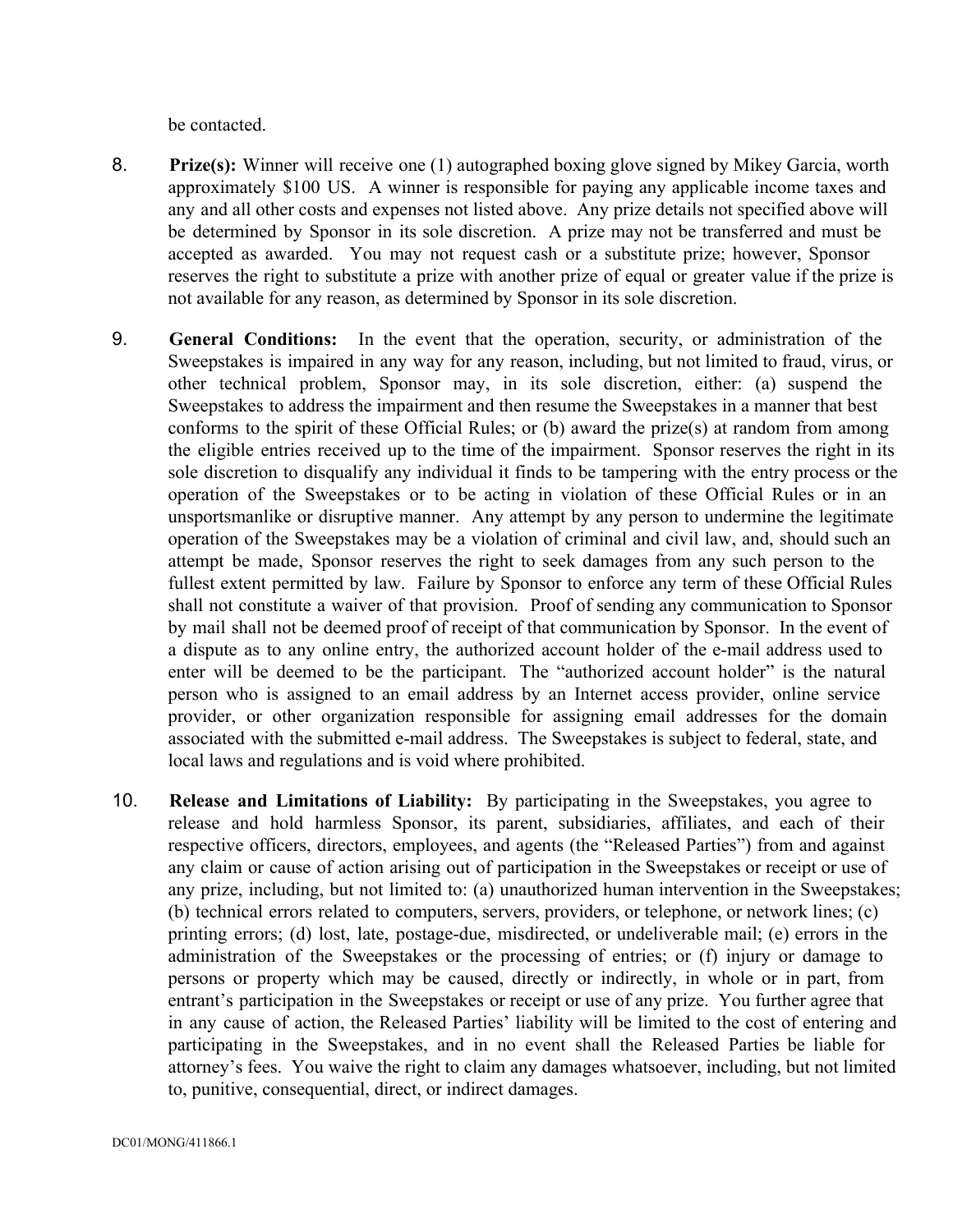be contacted.

8. **Prize(s):** Winner will receive one (1) autographed boxing glove signed by Mikey Garcia, worth approximately $100 US. A winner is responsible for paying any applicable income taxes and any and all other costs and expenses not listed above. Any prize details not specified above will be determined by Sponsor in its sole discretion. A prize may not be transferred and must be accepted as awarded. You may not request cash or a substitute prize; however, Sponsor reserves the right to substitute a prize with another prize of equal or greater value if the prize is not available for any reason, as determined by Sponsor in its sole discretion.

9. **General Conditions:** In the event that the operation, security, or administration of the Sweepstakes is impaired in any way for any reason, including, but not limited to fraud, virus, or other technical problem, Sponsor may, in its sole discretion, either: (a) suspend the Sweepstakes to address the impairment and then resume the Sweepstakes in a manner that best conforms to the spirit of these Official Rules; or (b) award the prize(s) at random from among the eligible entries received up to the time of the impairment. Sponsor reserves the right in its sole discretion to disqualify any individual it finds to be tampering with the entry process or the operation of the Sweepstakes or to be acting in violation of these Official Rules or in an unsportsmanlike or disruptive manner. Any attempt by any person to undermine the legitimate operation of the Sweepstakes may be a violation of criminal and civil law, and, should such an attempt be made, Sponsor reserves the right to seek damages from any such person to the fullest extent permitted by law. Failure by Sponsor to enforce any term of these Official Rules shall not constitute a waiver of that provision. Proof of sending any communication to Sponsor by mail shall not be deemed proof of receipt of that communication by Sponsor. In the event of a dispute as to any online entry, the authorized account holder of the e-mail address used to enter will be deemed to be the participant. The "authorized account holder" is the natural person who is assigned to an email address by an Internet access provider, online service provider, or other organization responsible for assigning email addresses for the domain associated with the submitted e-mail address. The Sweepstakes is subject to federal, state, and local laws and regulations and is void where prohibited.

10. **Release and Limitations of Liability:** By participating in the Sweepstakes, you agree to release and hold harmless Sponsor, its parent, subsidiaries, affiliates, and each of their respective officers, directors, employees, and agents (the "Released Parties") from and against any claim or cause of action arising out of participation in the Sweepstakes or receipt or use of any prize, including, but not limited to: (a) unauthorized human intervention in the Sweepstakes; (b) technical errors related to computers, servers, providers, or telephone, or network lines; (c) printing errors; (d) lost, late, postage-due, misdirected, or undeliverable mail; (e) errors in the administration of the Sweepstakes or the processing of entries; or (f) injury or damage to persons or property which may be caused, directly or indirectly, in whole or in part, from entrant's participation in the Sweepstakes or receipt or use of any prize. You further agree that in any cause of action, the Released Parties' liability will be limited to the cost of entering and participating in the Sweepstakes, and in no event shall the Released Parties be liable for attorney's fees. You waive the right to claim any damages whatsoever, including, but not limited to, punitive, consequential, direct, or indirect damages.

DC01/MONG/411866.1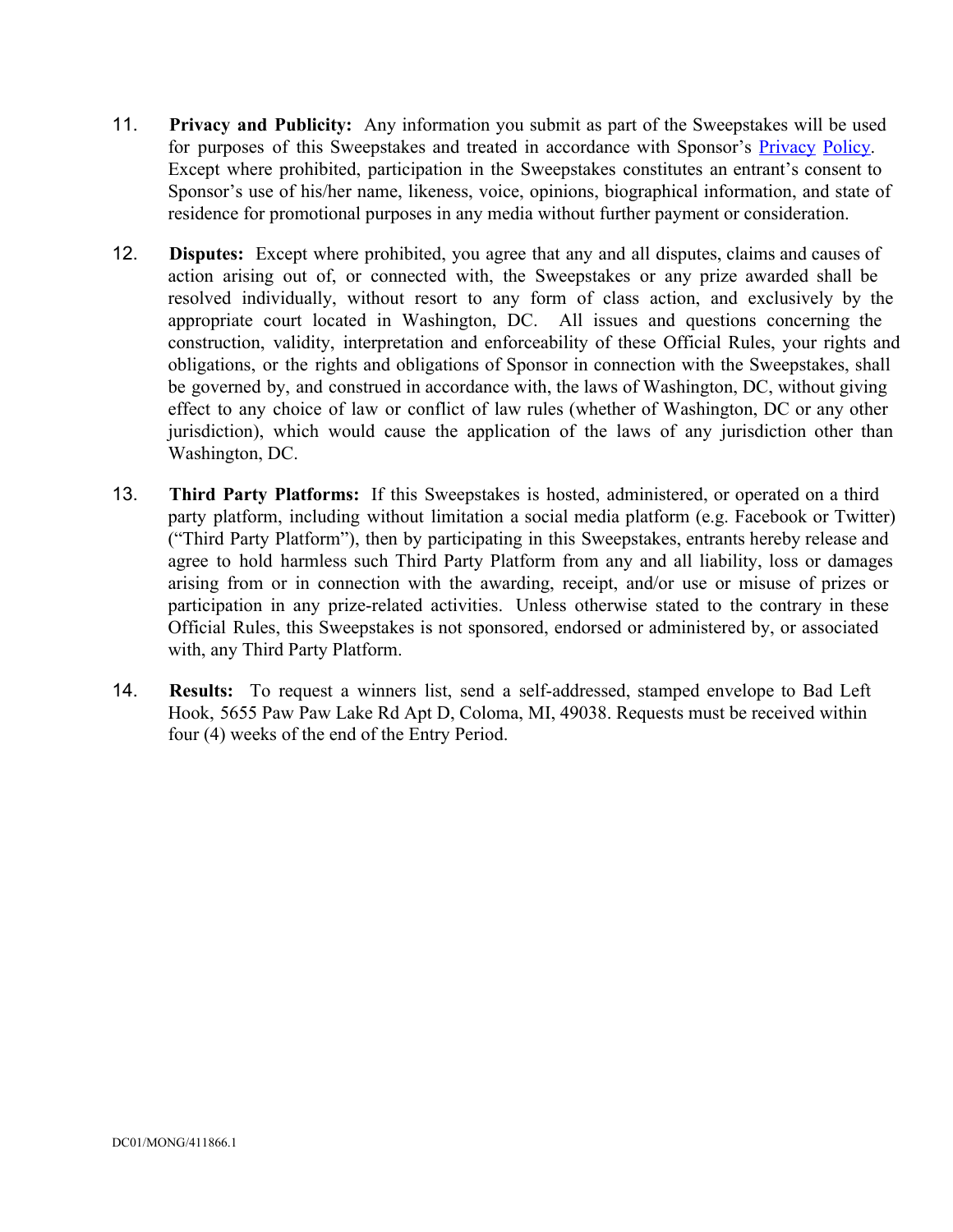11. **Privacy and Publicity:** Any information you submit as part of the Sweepstakes will be used for purposes of this Sweepstakes and treated in accordance with Sponsor's Privacy Policy. Except where prohibited, participation in the Sweepstakes constitutes an entrant's consent to Sponsor's use of his/her name, likeness, voice, opinions, biographical information, and state of residence for promotional purposes in any media without further payment or consideration.

12. **Disputes:** Except where prohibited, you agree that any and all disputes, claims and causes of action arising out of, or connected with, the Sweepstakes or any prize awarded shall be resolved individually, without resort to any form of class action, and exclusively by the appropriate court located in Washington, DC. All issues and questions concerning the construction, validity, interpretation and enforceability of these Official Rules, your rights and obligations, or the rights and obligations of Sponsor in connection with the Sweepstakes, shall be governed by, and construed in accordance with, the laws of Washington, DC, without giving effect to any choice of law or conflict of law rules (whether of Washington, DC or any other jurisdiction), which would cause the application of the laws of any jurisdiction other than Washington, DC.

13. **Third Party Platforms:** If this Sweepstakes is hosted, administered, or operated on a third party platform, including without limitation a social media platform (e.g. Facebook or Twitter) ("Third Party Platform"), then by participating in this Sweepstakes, entrants hereby release and agree to hold harmless such Third Party Platform from any and all liability, loss or damages arising from or in connection with the awarding, receipt, and/or use or misuse of prizes or participation in any prize-related activities. Unless otherwise stated to the contrary in these Official Rules, this Sweepstakes is not sponsored, endorsed or administered by, or associated with, any Third Party Platform.

14. **Results:** To request a winners list, send a self-addressed, stamped envelope to Bad Left Hook, 5655 Paw Paw Lake Rd Apt D, Coloma, MI, 49038. Requests must be received within four (4) weeks of the end of the Entry Period.

DC01/MONG/411866.1